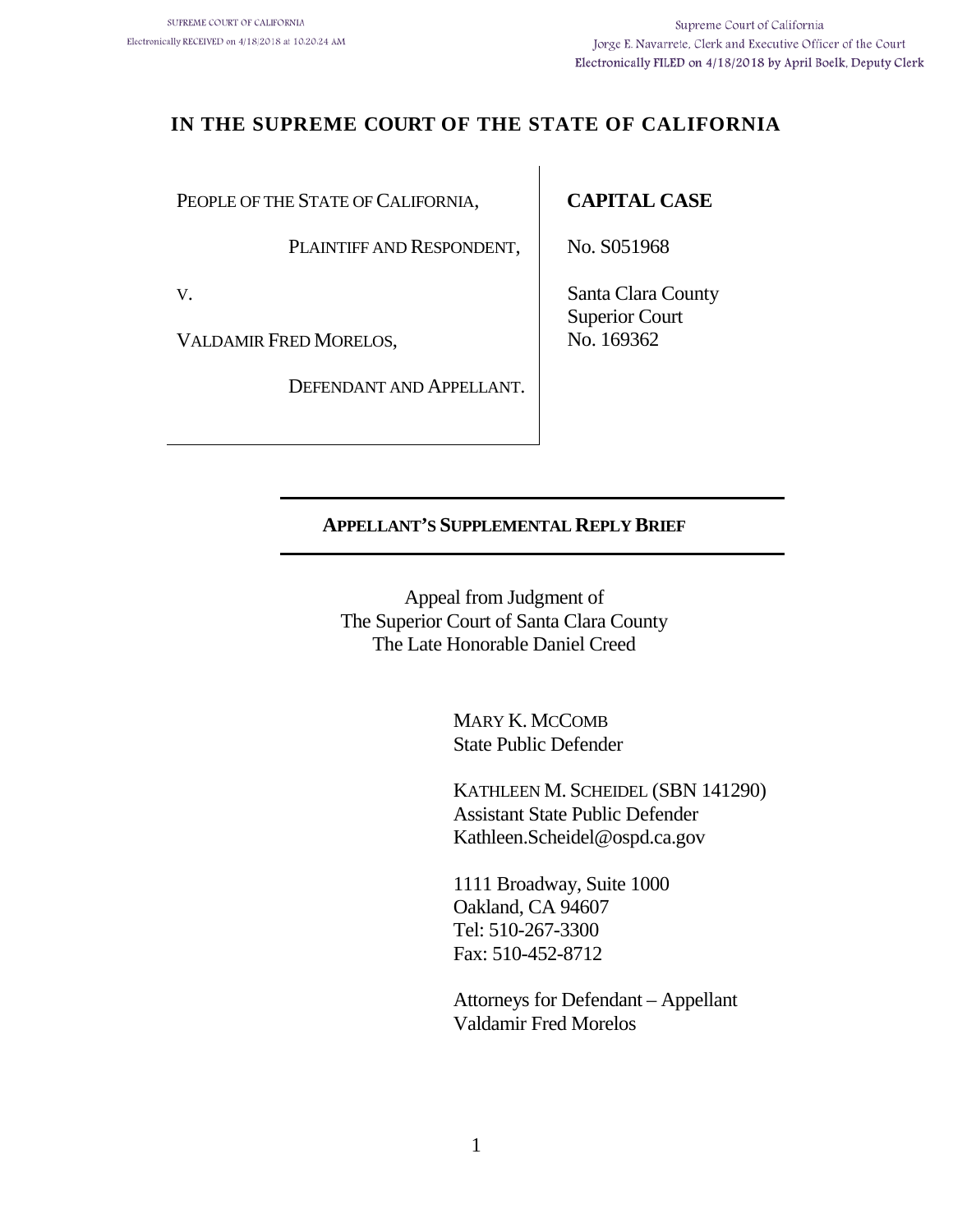SUPREME COURT OF CALIFORNIA
Electronically RECEIVED on 4/18/2018 at 10:20:24 AM

Supreme Court of California
Jorge E. Navarrete, Clerk and Executive Officer of the Court
Electronically FILED on 4/18/2018 by April Boelk, Deputy Clerk

# IN THE SUPREME COURT OF THE STATE OF CALIFORNIA

| | |
|---|---|
| PEOPLE OF THE STATE OF CALIFORNIA, | **CAPITAL CASE** |
| PLAINTIFF AND RESPONDENT, | No. S051968 |
| V. | Santa Clara County Superior Court No. 169362 |
| VALDAMIR FRED MORELOS, | |
| DEFENDANT AND APPELLANT. | |

## APPELLANT'S SUPPLEMENTAL REPLY BRIEF

Appeal from Judgment of
The Superior Court of Santa Clara County
The Late Honorable Daniel Creed

MARY K. MCCOMB
State Public Defender

KATHLEEN M. SCHEIDEL (SBN 141290)
Assistant State Public Defender
Kathleen.Scheidel@ospd.ca.gov

1111 Broadway, Suite 1000
Oakland, CA 94607
Tel: 510-267-3300
Fax: 510-452-8712

Attorneys for Defendant – Appellant
Valdamir Fred Morelos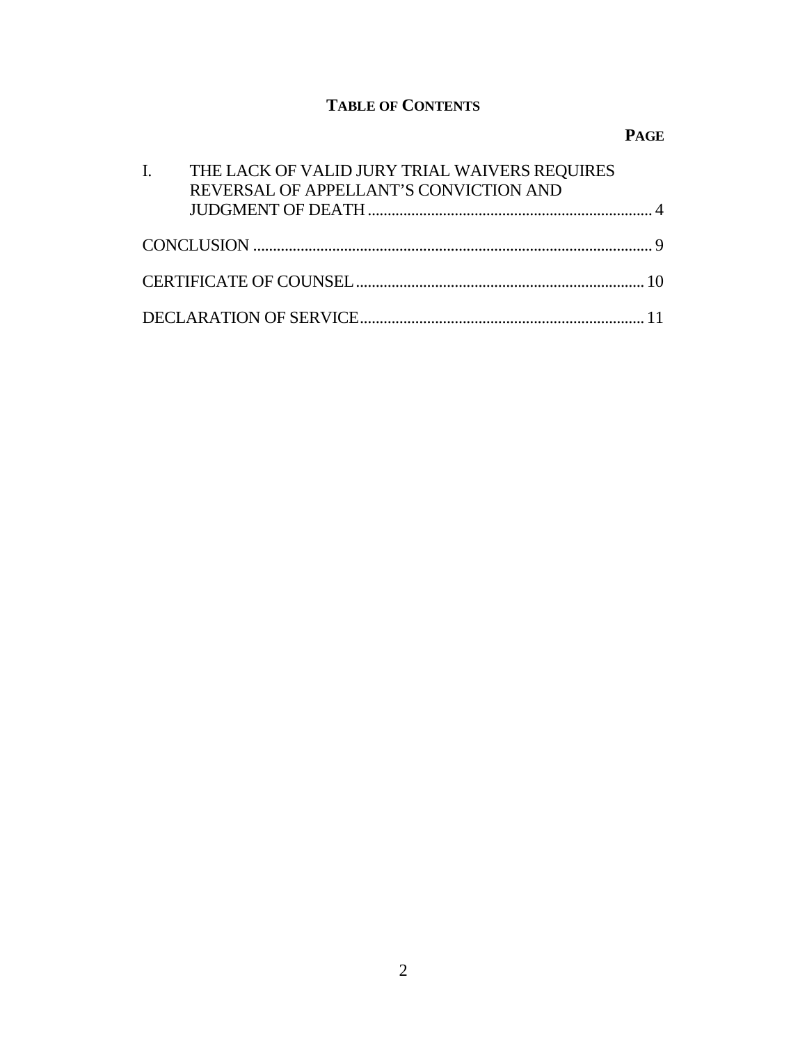## TABLE OF CONTENTS

| | PAGE |
|---|---|
| I. THE LACK OF VALID JURY TRIAL WAIVERS REQUIRES REVERSAL OF APPELLANT'S CONVICTION AND JUDGMENT OF DEATH | 4 |
| CONCLUSION | 9 |
| CERTIFICATE OF COUNSEL | 10 |
| DECLARATION OF SERVICE | 11 |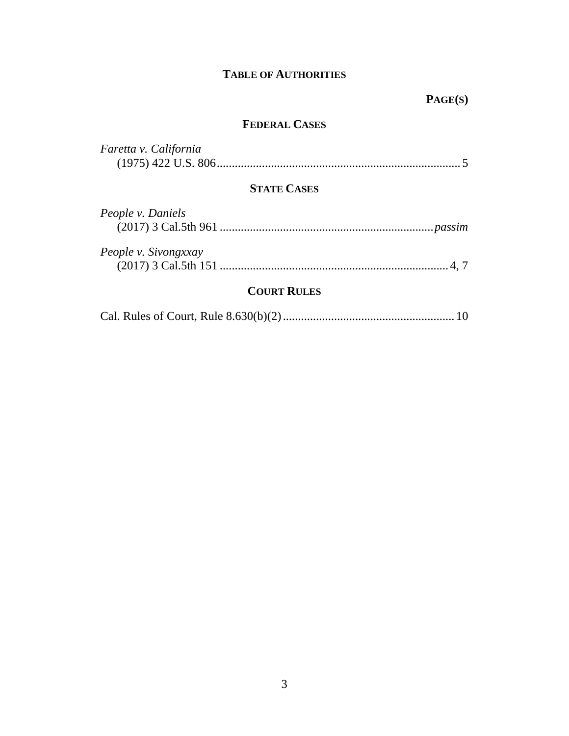# TABLE OF AUTHORITIES

**PAGE(S)**

## FEDERAL CASES

*Faretta v. California*
(1975) 422 U.S. 806 ................................................................................. 5

## STATE CASES

*People v. Daniels*
(2017) 3 Cal.5th 961 ....................................................................... *passim*

*People v. Sivongxxay*
(2017) 3 Cal.5th 151 ............................................................................ 4, 7

## COURT RULES

Cal. Rules of Court, Rule 8.630(b)(2) ......................................................... 10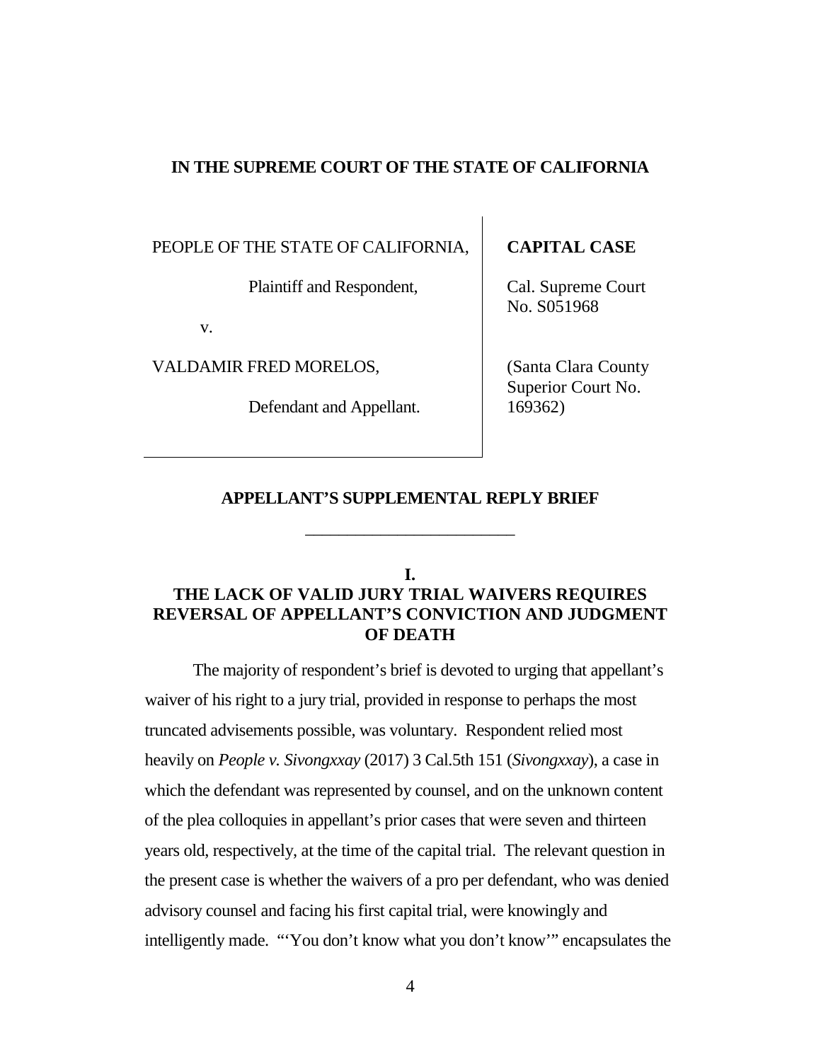**IN THE SUPREME COURT OF THE STATE OF CALIFORNIA**

| | |
|---|---|
| PEOPLE OF THE STATE OF CALIFORNIA,<br><br>Plaintiff and Respondent,<br><br>v.<br><br>VALDAMIR FRED MORELOS,<br><br>Defendant and Appellant. | **CAPITAL CASE**<br><br>Cal. Supreme Court No. S051968<br><br>(Santa Clara County Superior Court No. 169362) |

## APPELLANT'S SUPPLEMENTAL REPLY BRIEF

---

### I.
### THE LACK OF VALID JURY TRIAL WAIVERS REQUIRES REVERSAL OF APPELLANT'S CONVICTION AND JUDGMENT OF DEATH

The majority of respondent's brief is devoted to urging that appellant's waiver of his right to a jury trial, provided in response to perhaps the most truncated advisements possible, was voluntary. Respondent relied most heavily on *People v. Sivongxxay* (2017) 3 Cal.5th 151 (*Sivongxxay*), a case in which the defendant was represented by counsel, and on the unknown content of the plea colloquies in appellant's prior cases that were seven and thirteen years old, respectively, at the time of the capital trial. The relevant question in the present case is whether the waivers of a pro per defendant, who was denied advisory counsel and facing his first capital trial, were knowingly and intelligently made. "'You don't know what you don't know'" encapsulates the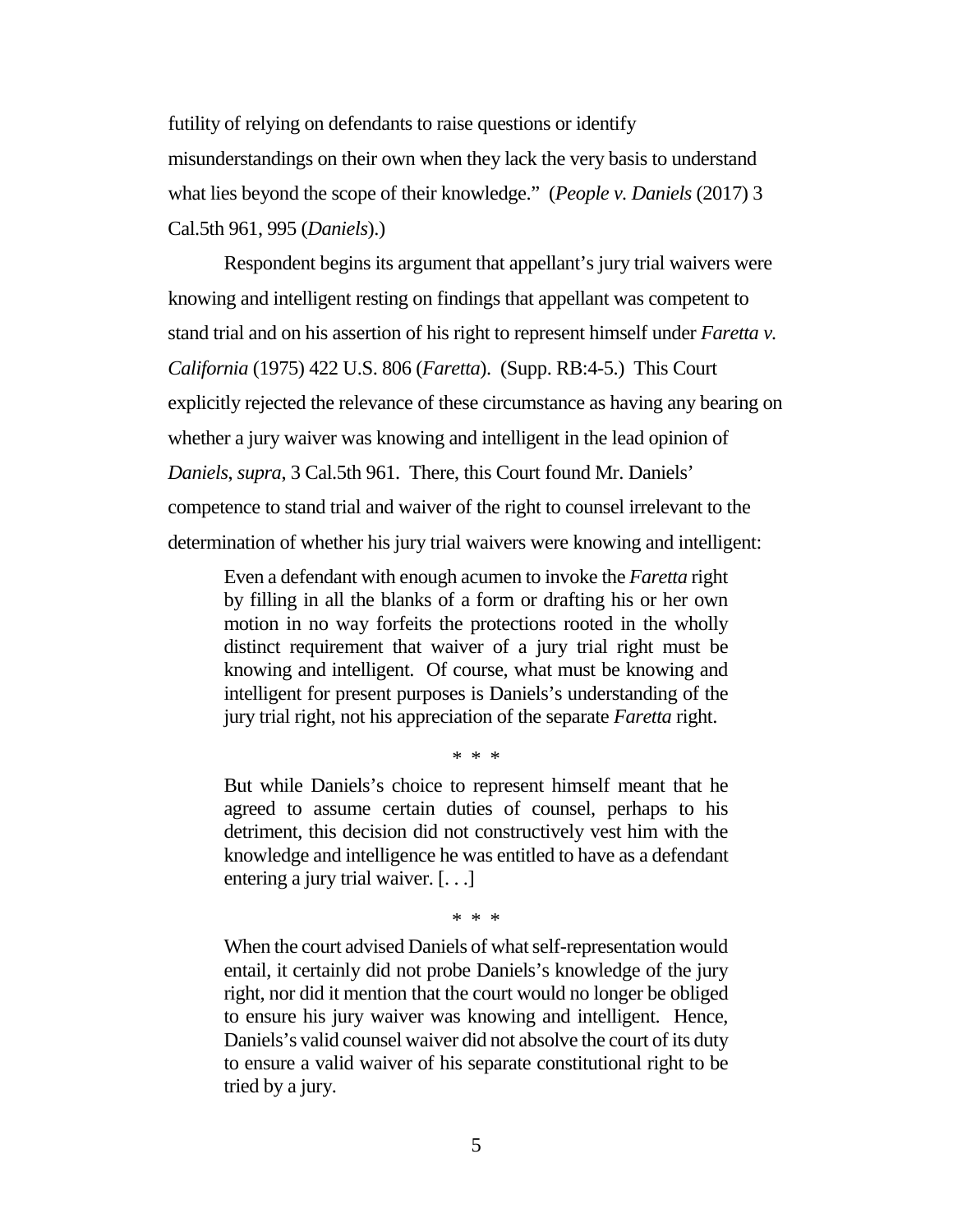futility of relying on defendants to raise questions or identify misunderstandings on their own when they lack the very basis to understand what lies beyond the scope of their knowledge." (*People v. Daniels* (2017) 3 Cal.5th 961, 995 (*Daniels*).)

Respondent begins its argument that appellant's jury trial waivers were knowing and intelligent resting on findings that appellant was competent to stand trial and on his assertion of his right to represent himself under *Faretta v. California* (1975) 422 U.S. 806 (*Faretta*). (Supp. RB:4-5.) This Court explicitly rejected the relevance of these circumstance as having any bearing on whether a jury waiver was knowing and intelligent in the lead opinion of *Daniels*, *supra*, 3 Cal.5th 961. There, this Court found Mr. Daniels' competence to stand trial and waiver of the right to counsel irrelevant to the determination of whether his jury trial waivers were knowing and intelligent:

> Even a defendant with enough acumen to invoke the *Faretta* right by filling in all the blanks of a form or drafting his or her own motion in no way forfeits the protections rooted in the wholly distinct requirement that waiver of a jury trial right must be knowing and intelligent. Of course, what must be knowing and intelligent for present purposes is Daniels's understanding of the jury trial right, not his appreciation of the separate *Faretta* right.
>
> \* \* \*
>
> But while Daniels's choice to represent himself meant that he agreed to assume certain duties of counsel, perhaps to his detriment, this decision did not constructively vest him with the knowledge and intelligence he was entitled to have as a defendant entering a jury trial waiver. [. . .]
>
> \* \* \*
>
> When the court advised Daniels of what self-representation would entail, it certainly did not probe Daniels's knowledge of the jury right, nor did it mention that the court would no longer be obliged to ensure his jury waiver was knowing and intelligent. Hence, Daniels's valid counsel waiver did not absolve the court of its duty to ensure a valid waiver of his separate constitutional right to be tried by a jury.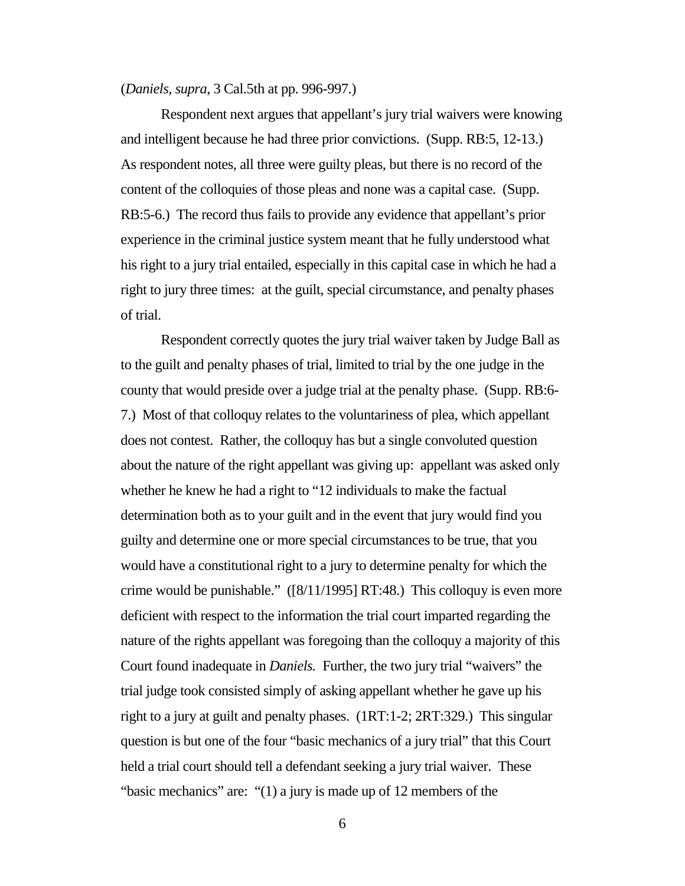(*Daniels*, *supra*, 3 Cal.5th at pp. 996-997.)

Respondent next argues that appellant's jury trial waivers were knowing and intelligent because he had three prior convictions. (Supp. RB:5, 12-13.) As respondent notes, all three were guilty pleas, but there is no record of the content of the colloquies of those pleas and none was a capital case. (Supp. RB:5-6.) The record thus fails to provide any evidence that appellant's prior experience in the criminal justice system meant that he fully understood what his right to a jury trial entailed, especially in this capital case in which he had a right to jury three times: at the guilt, special circumstance, and penalty phases of trial.

Respondent correctly quotes the jury trial waiver taken by Judge Ball as to the guilt and penalty phases of trial, limited to trial by the one judge in the county that would preside over a judge trial at the penalty phase. (Supp. RB:6-7.) Most of that colloquy relates to the voluntariness of plea, which appellant does not contest. Rather, the colloquy has but a single convoluted question about the nature of the right appellant was giving up: appellant was asked only whether he knew he had a right to "12 individuals to make the factual determination both as to your guilt and in the event that jury would find you guilty and determine one or more special circumstances to be true, that you would have a constitutional right to a jury to determine penalty for which the crime would be punishable." ([8/11/1995] RT:48.) This colloquy is even more deficient with respect to the information the trial court imparted regarding the nature of the rights appellant was foregoing than the colloquy a majority of this Court found inadequate in *Daniels.* Further, the two jury trial "waivers" the trial judge took consisted simply of asking appellant whether he gave up his right to a jury at guilt and penalty phases. (1RT:1-2; 2RT:329.) This singular question is but one of the four "basic mechanics of a jury trial" that this Court held a trial court should tell a defendant seeking a jury trial waiver. These "basic mechanics" are: "(1) a jury is made up of 12 members of the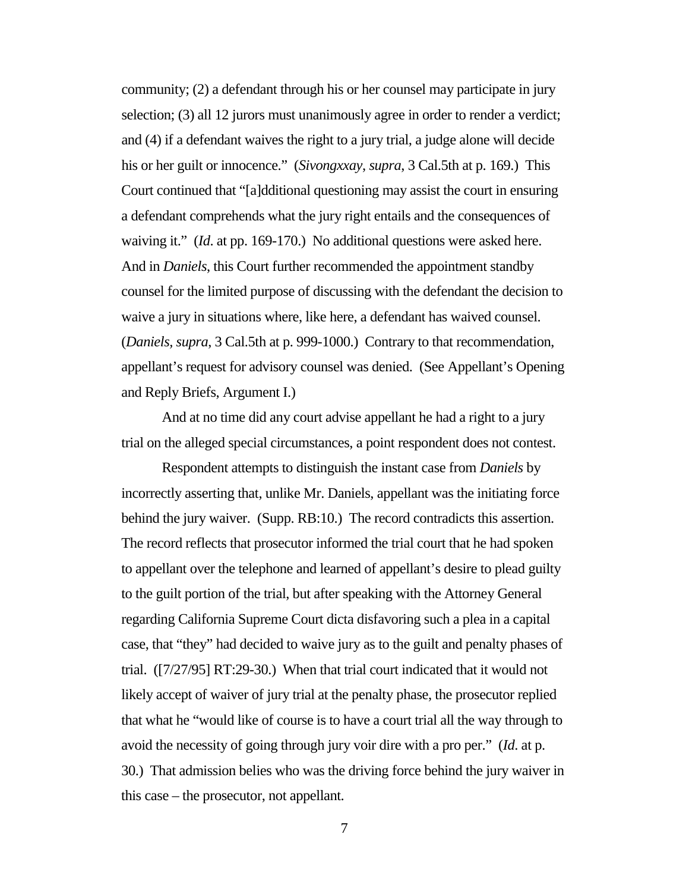community; (2) a defendant through his or her counsel may participate in jury selection; (3) all 12 jurors must unanimously agree in order to render a verdict; and (4) if a defendant waives the right to a jury trial, a judge alone will decide his or her guilt or innocence." (*Sivongxxay*, *supra*, 3 Cal.5th at p. 169.) This Court continued that "[a]dditional questioning may assist the court in ensuring a defendant comprehends what the jury right entails and the consequences of waiving it." (*Id*. at pp. 169-170.) No additional questions were asked here. And in *Daniels*, this Court further recommended the appointment standby counsel for the limited purpose of discussing with the defendant the decision to waive a jury in situations where, like here, a defendant has waived counsel. (*Daniels*, *supra*, 3 Cal.5th at p. 999-1000.) Contrary to that recommendation, appellant's request for advisory counsel was denied. (See Appellant's Opening and Reply Briefs, Argument I.)

And at no time did any court advise appellant he had a right to a jury trial on the alleged special circumstances, a point respondent does not contest.

Respondent attempts to distinguish the instant case from *Daniels* by incorrectly asserting that, unlike Mr. Daniels, appellant was the initiating force behind the jury waiver. (Supp. RB:10.) The record contradicts this assertion. The record reflects that prosecutor informed the trial court that he had spoken to appellant over the telephone and learned of appellant's desire to plead guilty to the guilt portion of the trial, but after speaking with the Attorney General regarding California Supreme Court dicta disfavoring such a plea in a capital case, that "they" had decided to waive jury as to the guilt and penalty phases of trial. ([7/27/95] RT:29-30.) When that trial court indicated that it would not likely accept of waiver of jury trial at the penalty phase, the prosecutor replied that what he "would like of course is to have a court trial all the way through to avoid the necessity of going through jury voir dire with a pro per." (*Id*. at p. 30.) That admission belies who was the driving force behind the jury waiver in this case – the prosecutor, not appellant.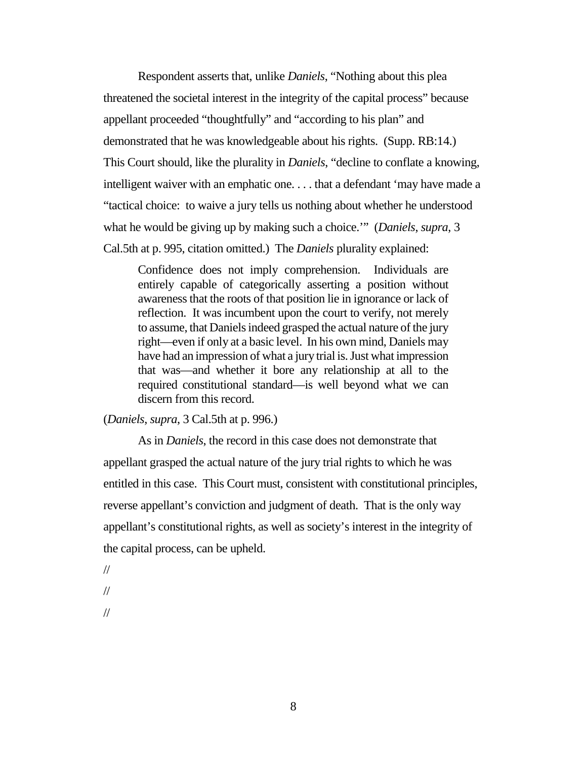Respondent asserts that, unlike *Daniels*, "Nothing about this plea threatened the societal interest in the integrity of the capital process" because appellant proceeded "thoughtfully" and "according to his plan" and demonstrated that he was knowledgeable about his rights. (Supp. RB:14.) This Court should, like the plurality in *Daniels*, "decline to conflate a knowing, intelligent waiver with an emphatic one. . . . that a defendant 'may have made a "tactical choice: to waive a jury tells us nothing about whether he understood what he would be giving up by making such a choice.'" (*Daniels*, *supra*, 3 Cal.5th at p. 995, citation omitted.) The *Daniels* plurality explained:

> Confidence does not imply comprehension. Individuals are entirely capable of categorically asserting a position without awareness that the roots of that position lie in ignorance or lack of reflection. It was incumbent upon the court to verify, not merely to assume, that Daniels indeed grasped the actual nature of the jury right—even if only at a basic level. In his own mind, Daniels may have had an impression of what a jury trial is. Just what impression that was—and whether it bore any relationship at all to the required constitutional standard—is well beyond what we can discern from this record.

(*Daniels*, *supra*, 3 Cal.5th at p. 996.)

As in *Daniels*, the record in this case does not demonstrate that appellant grasped the actual nature of the jury trial rights to which he was entitled in this case. This Court must, consistent with constitutional principles, reverse appellant's conviction and judgment of death. That is the only way appellant's constitutional rights, as well as society's interest in the integrity of the capital process, can be upheld.

//

//

//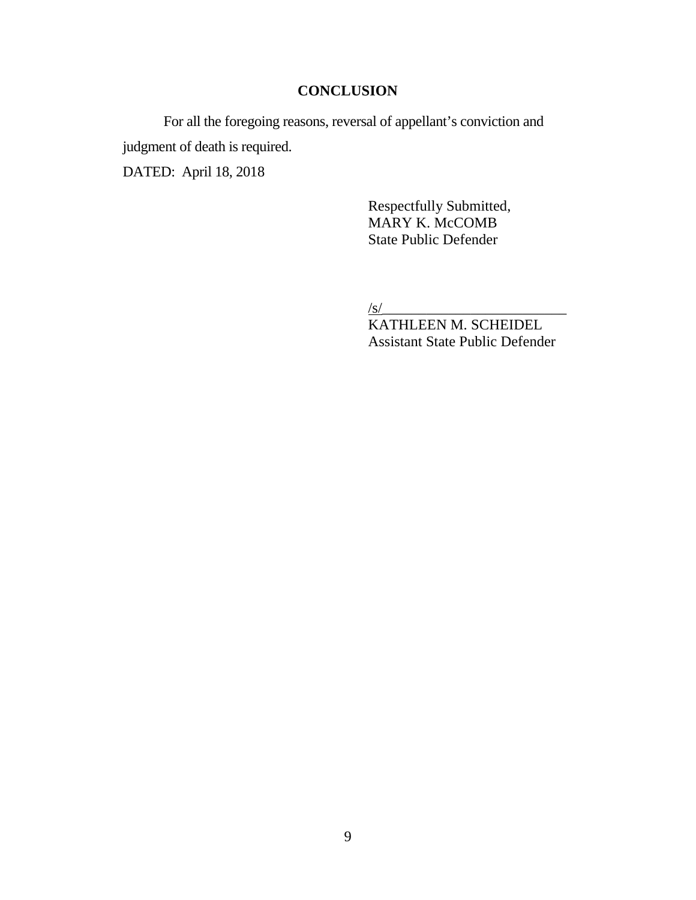## CONCLUSION

For all the foregoing reasons, reversal of appellant's conviction and judgment of death is required.

DATED: April 18, 2018

Respectfully Submitted,
MARY K. McCOMB
State Public Defender

/s/__________________________
KATHLEEN M. SCHEIDEL
Assistant State Public Defender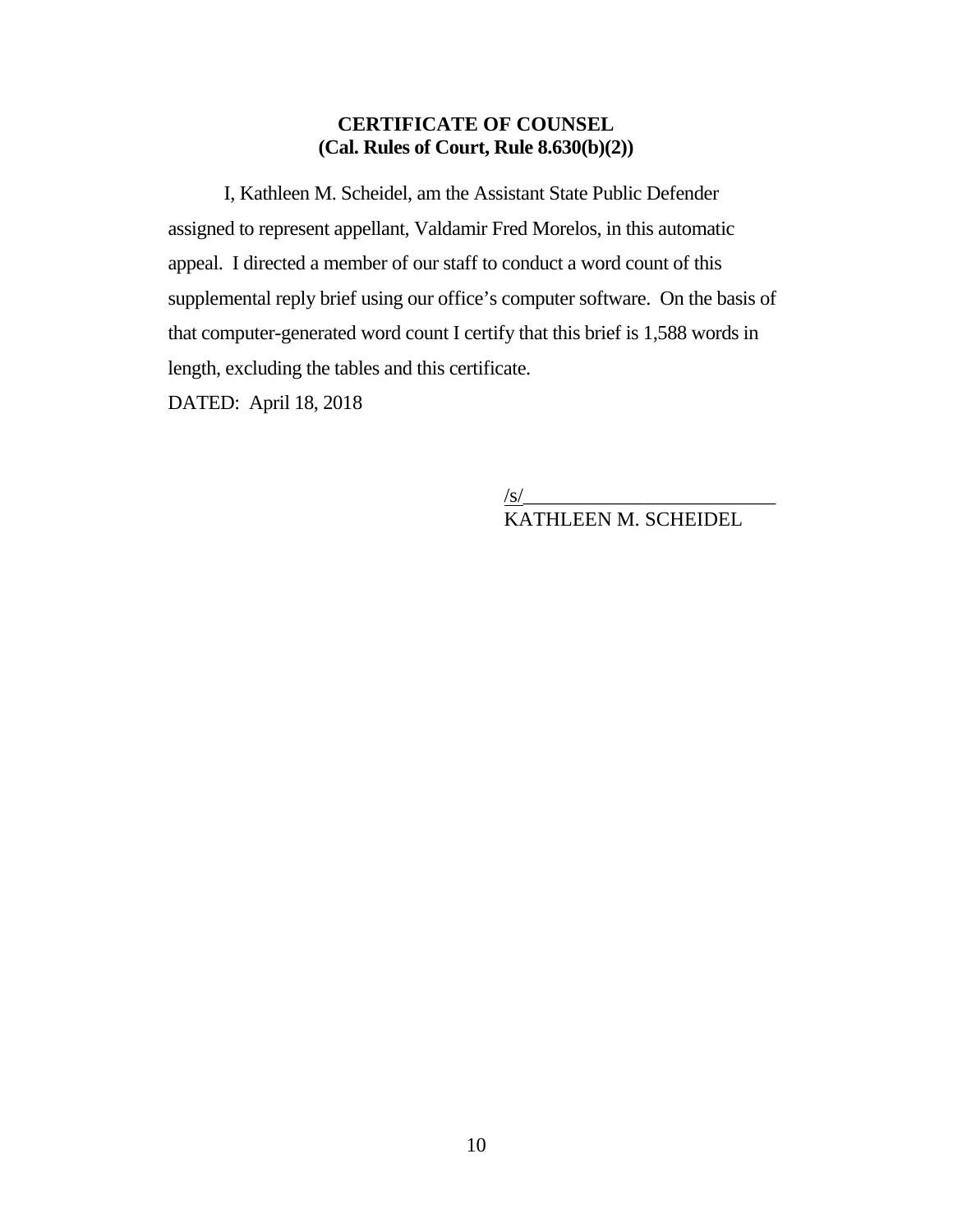**CERTIFICATE OF COUNSEL**
**(Cal. Rules of Court, Rule 8.630(b)(2))**

I, Kathleen M. Scheidel, am the Assistant State Public Defender assigned to represent appellant, Valdamir Fred Morelos, in this automatic appeal. I directed a member of our staff to conduct a word count of this supplemental reply brief using our office's computer software. On the basis of that computer-generated word count I certify that this brief is 1,588 words in length, excluding the tables and this certificate.

DATED: April 18, 2018

/s/__________________________
KATHLEEN M. SCHEIDEL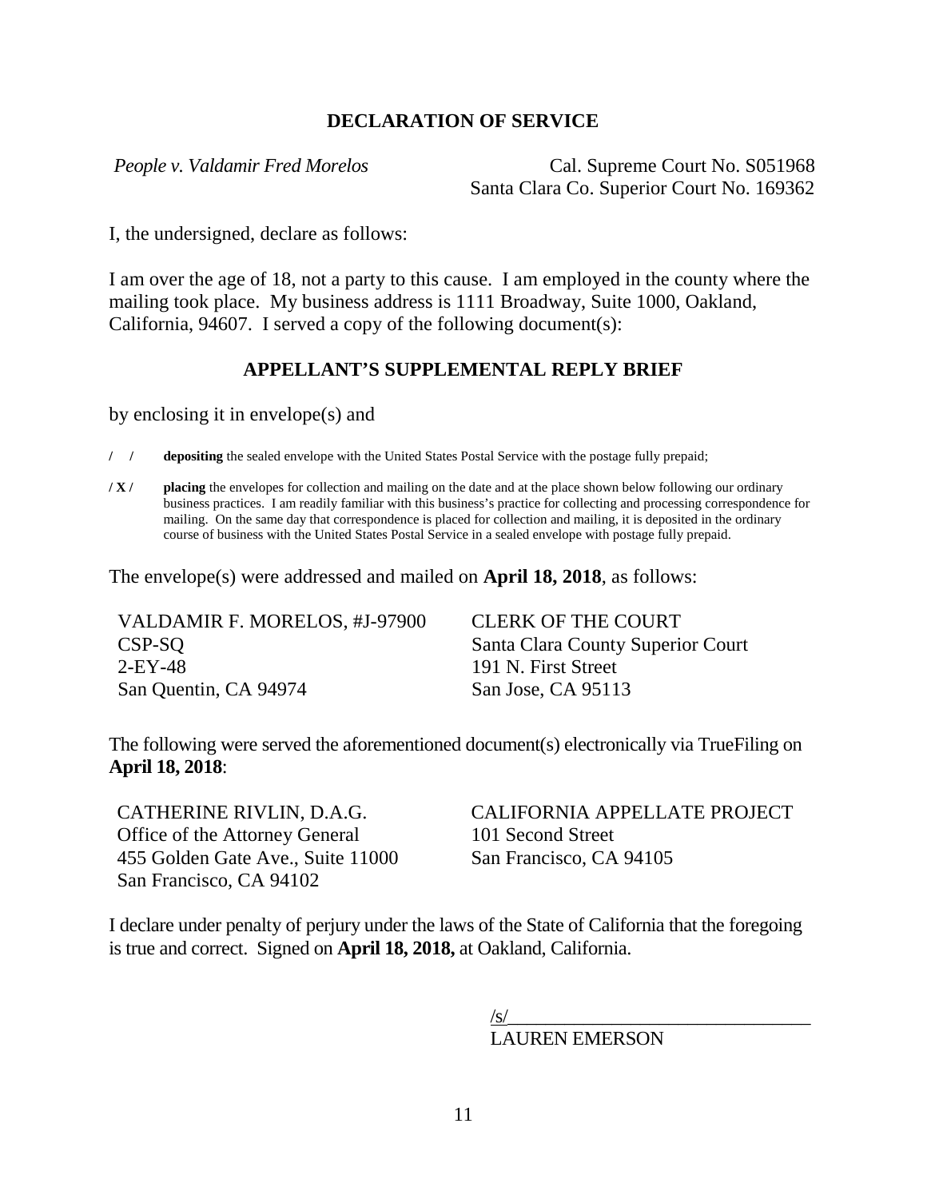## DECLARATION OF SERVICE

*People v. Valdamir Fred Morelos*

Cal. Supreme Court No. S051968
Santa Clara Co. Superior Court No. 169362

I, the undersigned, declare as follows:

I am over the age of 18, not a party to this cause. I am employed in the county where the mailing took place. My business address is 1111 Broadway, Suite 1000, Oakland, California, 94607. I served a copy of the following document(s):

### APPELLANT'S SUPPLEMENTAL REPLY BRIEF

by enclosing it in envelope(s) and

/ / **depositing** the sealed envelope with the United States Postal Service with the postage fully prepaid;

**/ X /** **placing** the envelopes for collection and mailing on the date and at the place shown below following our ordinary business practices. I am readily familiar with this business's practice for collecting and processing correspondence for mailing. On the same day that correspondence is placed for collection and mailing, it is deposited in the ordinary course of business with the United States Postal Service in a sealed envelope with postage fully prepaid.

The envelope(s) were addressed and mailed on **April 18, 2018**, as follows:

VALDAMIR F. MORELOS, #J-97900
CSP-SQ
2-EY-48
San Quentin, CA 94974

CLERK OF THE COURT
Santa Clara County Superior Court
191 N. First Street
San Jose, CA 95113

The following were served the aforementioned document(s) electronically via TrueFiling on **April 18, 2018**:

CATHERINE RIVLIN, D.A.G.
Office of the Attorney General
455 Golden Gate Ave., Suite 11000
San Francisco, CA 94102

CALIFORNIA APPELLATE PROJECT
101 Second Street
San Francisco, CA 94105

I declare under penalty of perjury under the laws of the State of California that the foregoing is true and correct. Signed on **April 18, 2018,** at Oakland, California.

/s/_______________________________
LAUREN EMERSON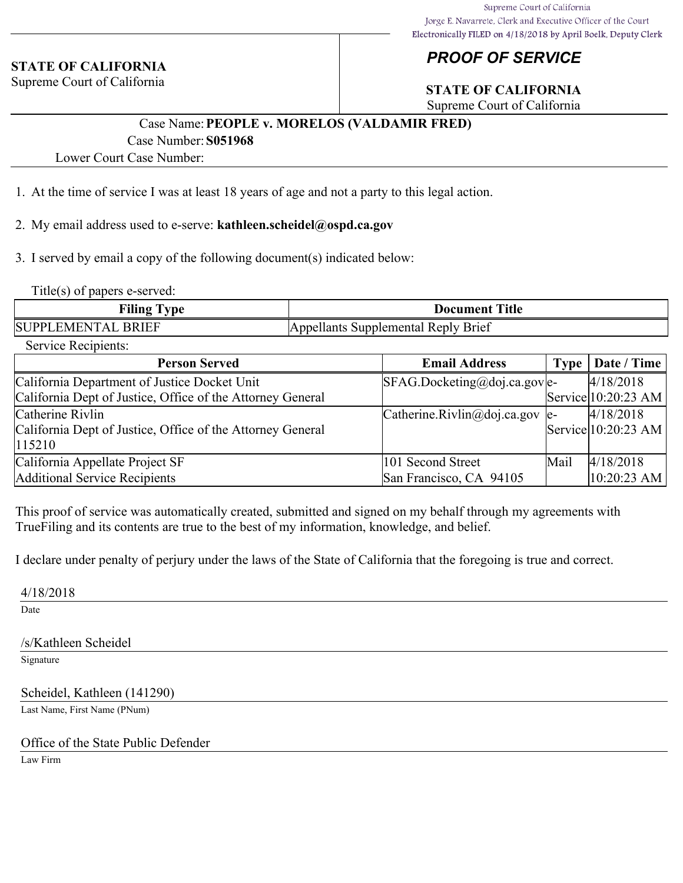Supreme Court of California
Jorge E. Navarrete, Clerk and Executive Officer of the Court
Electronically FILED on 4/18/2018 by April Boelk, Deputy Clerk

**STATE OF CALIFORNIA**
Supreme Court of California

## *PROOF OF SERVICE*

**STATE OF CALIFORNIA**
Supreme Court of California

Case Name: **PEOPLE v. MORELOS (VALDAMIR FRED)**
Case Number: **S051968**
Lower Court Case Number:

1. At the time of service I was at least 18 years of age and not a party to this legal action.

2. My email address used to e-serve: **kathleen.scheidel@ospd.ca.gov**

3. I served by email a copy of the following document(s) indicated below:

Title(s) of papers e-served:

| Filing Type | Document Title |
| --- | --- |
| SUPPLEMENTAL BRIEF | Appellants Supplemental Reply Brief |

Service Recipients:

| Person Served | Email Address | Type | Date / Time |
| --- | --- | --- | --- |
| California Department of Justice Docket Unit<br>California Dept of Justice, Office of the Attorney General | SFAG.Docketing@doj.ca.gov | e-Service | 4/18/2018 10:20:23 AM |
| Catherine Rivlin<br>California Dept of Justice, Office of the Attorney General<br>115210 | Catherine.Rivlin@doj.ca.gov | e-Service | 4/18/2018 10:20:23 AM |
| California Appellate Project SF<br>Additional Service Recipients | 101 Second Street<br>San Francisco, CA 94105 | Mail | 4/18/2018 10:20:23 AM |

This proof of service was automatically created, submitted and signed on my behalf through my agreements with TrueFiling and its contents are true to the best of my information, knowledge, and belief.

I declare under penalty of perjury under the laws of the State of California that the foregoing is true and correct.

4/18/2018
Date

/s/Kathleen Scheidel
Signature

Scheidel, Kathleen (141290)
Last Name, First Name (PNum)

Office of the State Public Defender
Law Firm